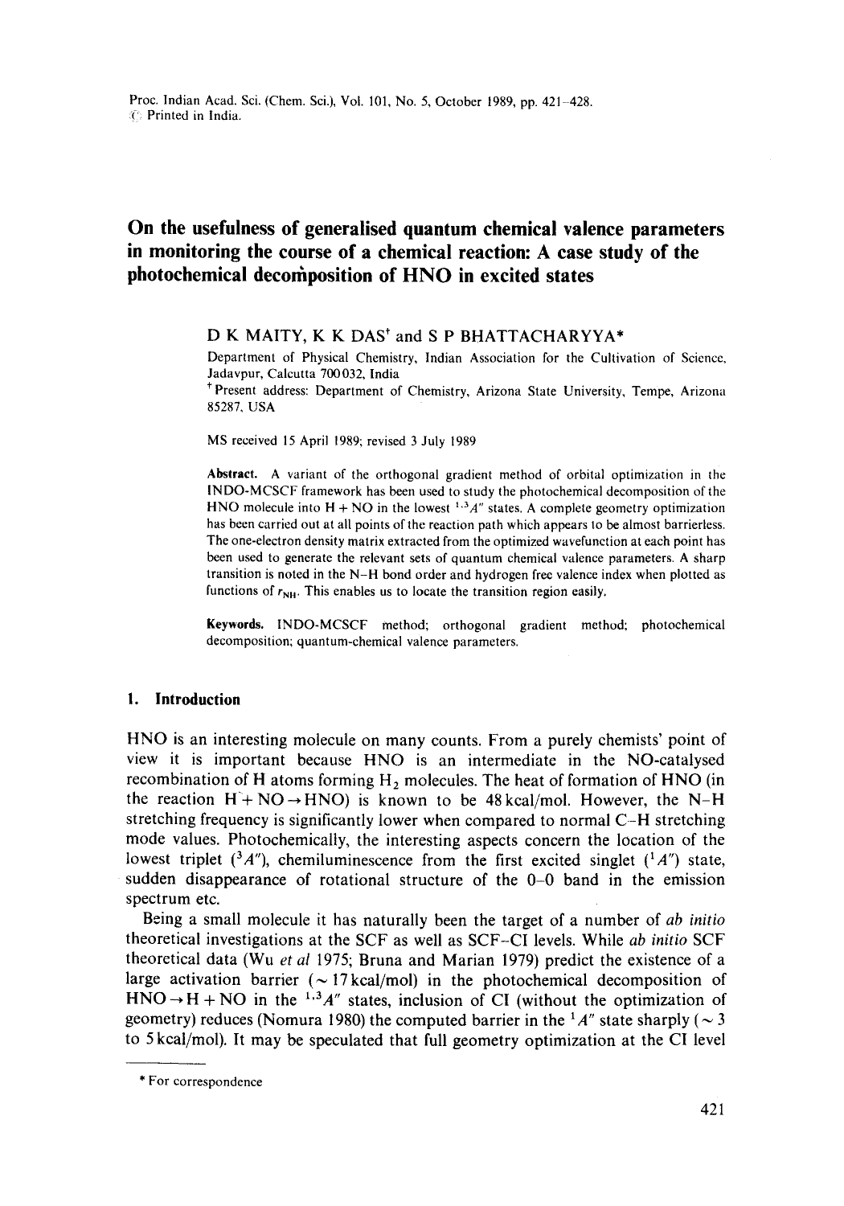# On the usefulness of generalised quantum chemical valence parameters in monitoring the course of a chemical reaction: A case study of the photochemical decomposition of HNO in excited states

D K MAITY, K K DAS[†] and S P BHATTACHARYYA*

Department of Physical Chemistry, Indian Association for the Cultivation of Science, Jadavpur, Calcutta 700 032, India

[†] Present address: Department of Chemistry, Arizona State University, Tempe, Arizona 85287, USA

MS received 15 April 1989; revised 3 July 1989

**Abstract.** A variant of the orthogonal gradient method of orbital optimization in the INDO-MCSCF framework has been used to study the photochemical decomposition of the HNO molecule into H + NO in the lowest $^{1,3}A''$ states. A complete geometry optimization has been carried out at all points of the reaction path which appears to be almost barrierless. The one-electron density matrix extracted from the optimized wavefunction at each point has been used to generate the relevant sets of quantum chemical valence parameters. A sharp transition is noted in the N–H bond order and hydrogen free valence index when plotted as functions of $r_{NH}$. This enables us to locate the transition region easily.

**Keywords.** INDO-MCSCF method; orthogonal gradient method; photochemical decomposition; quantum-chemical valence parameters.

## 1. Introduction

HNO is an interesting molecule on many counts. From a purely chemists' point of view it is important because HNO is an intermediate in the NO-catalysed recombination of H atoms forming $H_2$ molecules. The heat of formation of HNO (in the reaction H + NO → HNO) is known to be 48 kcal/mol. However, the N–H stretching frequency is significantly lower when compared to normal C–H stretching mode values. Photochemically, the interesting aspects concern the location of the lowest triplet ($^3A''$), chemiluminescence from the first excited singlet ($^1A''$) state, sudden disappearance of rotational structure of the 0–0 band in the emission spectrum etc.

Being a small molecule it has naturally been the target of a number of *ab initio* theoretical investigations at the SCF as well as SCF–CI levels. While *ab initio* SCF theoretical data (Wu *et al* 1975; Bruna and Marian 1979) predict the existence of a large activation barrier (~ 17 kcal/mol) in the photochemical decomposition of HNO → H + NO in the $^{1,3}A''$ states, inclusion of CI (without the optimization of geometry) reduces (Nomura 1980) the computed barrier in the $^1A''$ state sharply (~ 3 to 5 kcal/mol). It may be speculated that full geometry optimization at the CI level

\* For correspondence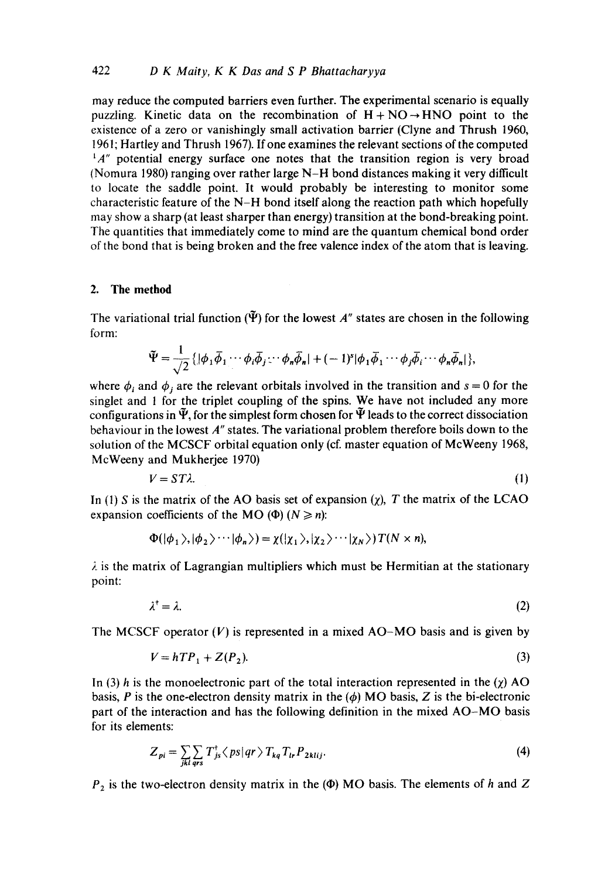may reduce the computed barriers even further. The experimental scenario is equally puzzling. Kinetic data on the recombination of $H + NO \rightarrow HNO$ point to the existence of a zero or vanishingly small activation barrier (Clyne and Thrush 1960, 1961; Hartley and Thrush 1967). If one examines the relevant sections of the computed $^1A''$ potential energy surface one notes that the transition region is very broad (Nomura 1980) ranging over rather large N–H bond distances making it very difficult to locate the saddle point. It would probably be interesting to monitor some characteristic feature of the N–H bond itself along the reaction path which hopefully may show a sharp (at least sharper than energy) transition at the bond-breaking point. The quantities that immediately come to mind are the quantum chemical bond order of the bond that is being broken and the free valence index of the atom that is leaving.

## 2. The method

The variational trial function ($\tilde{\Psi}$) for the lowest $A''$ states are chosen in the following form:

$$\tilde{\Psi} = \frac{1}{\sqrt{2}}\{|\phi_1\bar{\phi}_1 \cdots \phi_i\bar{\phi}_j \cdots \phi_n\bar{\phi}_n| + (-1)^s|\phi_1\bar{\phi}_1 \cdots \phi_j\bar{\phi}_i \cdots \phi_n\bar{\phi}_n|\},$$

where $\phi_i$ and $\phi_j$ are the relevant orbitals involved in the transition and $s = 0$ for the singlet and 1 for the triplet coupling of the spins. We have not included any more configurations in $\tilde{\Psi}$, for the simplest form chosen for $\tilde{\Psi}$ leads to the correct dissociation behaviour in the lowest $A''$ states. The variational problem therefore boils down to the solution of the MCSCF orbital equation only (cf. master equation of McWeeny 1968, McWeeny and Mukherjee 1970)

$$V = ST\lambda. \tag{1}$$

In (1) $S$ is the matrix of the AO basis set of expansion ($\chi$), $T$ the matrix of the LCAO expansion coefficients of the MO ($\Phi$) ($N \geq n$):

$$\Phi(|\phi_1\rangle, |\phi_2\rangle \cdots |\phi_n\rangle) = \chi(|\chi_1\rangle, |\chi_2\rangle \cdots |\chi_N\rangle)T(N \times n),$$

$\lambda$ is the matrix of Lagrangian multipliers which must be Hermitian at the stationary point:

$$\lambda^\dagger = \lambda. \tag{2}$$

The MCSCF operator ($V$) is represented in a mixed AO–MO basis and is given by

$$V = hTP_1 + Z(P_2). \tag{3}$$

In (3) $h$ is the monoelectronic part of the total interaction represented in the ($\chi$) AO basis, $P$ is the one-electron density matrix in the ($\phi$) MO basis, $Z$ is the bi-electronic part of the interaction and has the following definition in the mixed AO–MO basis for its elements:

$$Z_{pi} = \sum_{jkl}\sum_{qrs} T^\dagger_{js}\langle ps|qr\rangle T_{kq}T_{lr}P_{2klij}. \tag{4}$$

$P_2$ is the two-electron density matrix in the ($\Phi$) MO basis. The elements of $h$ and $Z$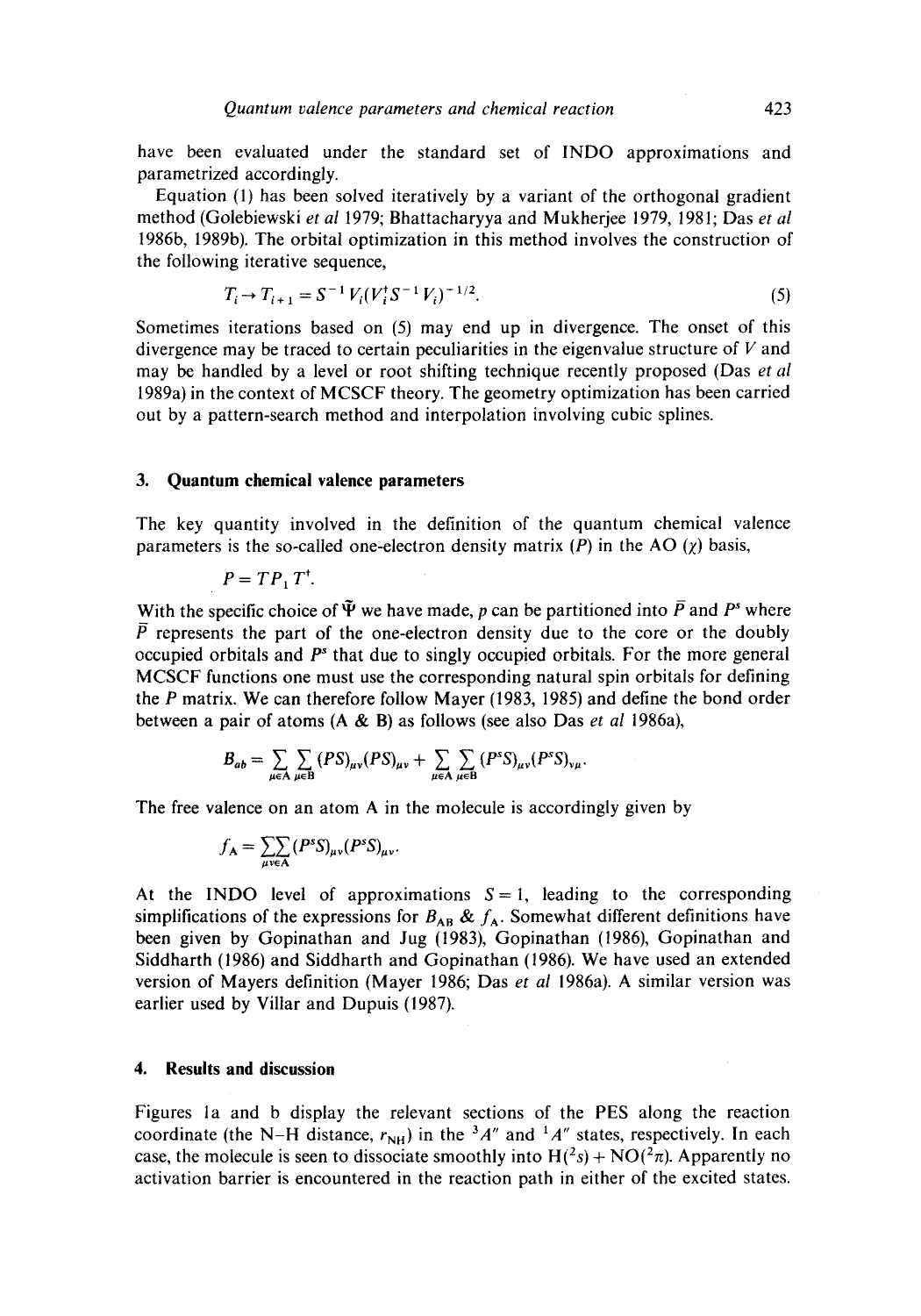have been evaluated under the standard set of INDO approximations and parametrized accordingly.

Equation (1) has been solved iteratively by a variant of the orthogonal gradient method (Golebiewski *et al* 1979; Bhattacharyya and Mukherjee 1979, 1981; Das *et al* 1986b, 1989b). The orbital optimization in this method involves the construction of the following iterative sequence,

$$T_i \rightarrow T_{i+1} = S^{-1} V_i (V_i^{\dagger} S^{-1} V_i)^{-1/2}. \tag{5}$$

Sometimes iterations based on (5) may end up in divergence. The onset of this divergence may be traced to certain peculiarities in the eigenvalue structure of $V$ and may be handled by a level or root shifting technique recently proposed (Das *et al* 1989a) in the context of MCSCF theory. The geometry optimization has been carried out by a pattern-search method and interpolation involving cubic splines.

## 3. Quantum chemical valence parameters

The key quantity involved in the definition of the quantum chemical valence parameters is the so-called one-electron density matrix ($P$) in the AO ($\chi$) basis,

$$P = TP_1 T^{\dagger}.$$

With the specific choice of $\tilde{\Psi}$ we have made, $p$ can be partitioned into $\bar{P}$ and $P^s$ where $\bar{P}$ represents the part of the one-electron density due to the core or the doubly occupied orbitals and $P^s$ that due to singly occupied orbitals. For the more general MCSCF functions one must use the corresponding natural spin orbitals for defining the $P$ matrix. We can therefore follow Mayer (1983, 1985) and define the bond order between a pair of atoms (A & B) as follows (see also Das *et al* 1986a),

$$B_{ab} = \sum_{\mu \in A} \sum_{\mu \in B} (PS)_{\mu\nu} (PS)_{\mu\nu} + \sum_{\mu \in A} \sum_{\mu \in B} (P^s S)_{\mu\nu} (P^s S)_{\nu\mu}.$$

The free valence on an atom A in the molecule is accordingly given by

$$f_A = \sum_{\mu\nu \in A} \sum (P^s S)_{\mu\nu} (P^s S)_{\mu\nu}.$$

At the INDO level of approximations $S = 1$, leading to the corresponding simplifications of the expressions for $B_{AB}$ & $f_A$. Somewhat different definitions have been given by Gopinathan and Jug (1983), Gopinathan (1986), Gopinathan and Siddharth (1986) and Siddharth and Gopinathan (1986). We have used an extended version of Mayers definition (Mayer 1986; Das *et al* 1986a). A similar version was earlier used by Villar and Dupuis (1987).

## 4. Results and discussion

Figures 1a and b display the relevant sections of the PES along the reaction coordinate (the N–H distance, $r_{NH}$) in the $^3A''$ and $^1A''$ states, respectively. In each case, the molecule is seen to dissociate smoothly into $H(^2s) + NO(^2\pi)$. Apparently no activation barrier is encountered in the reaction path in either of the excited states.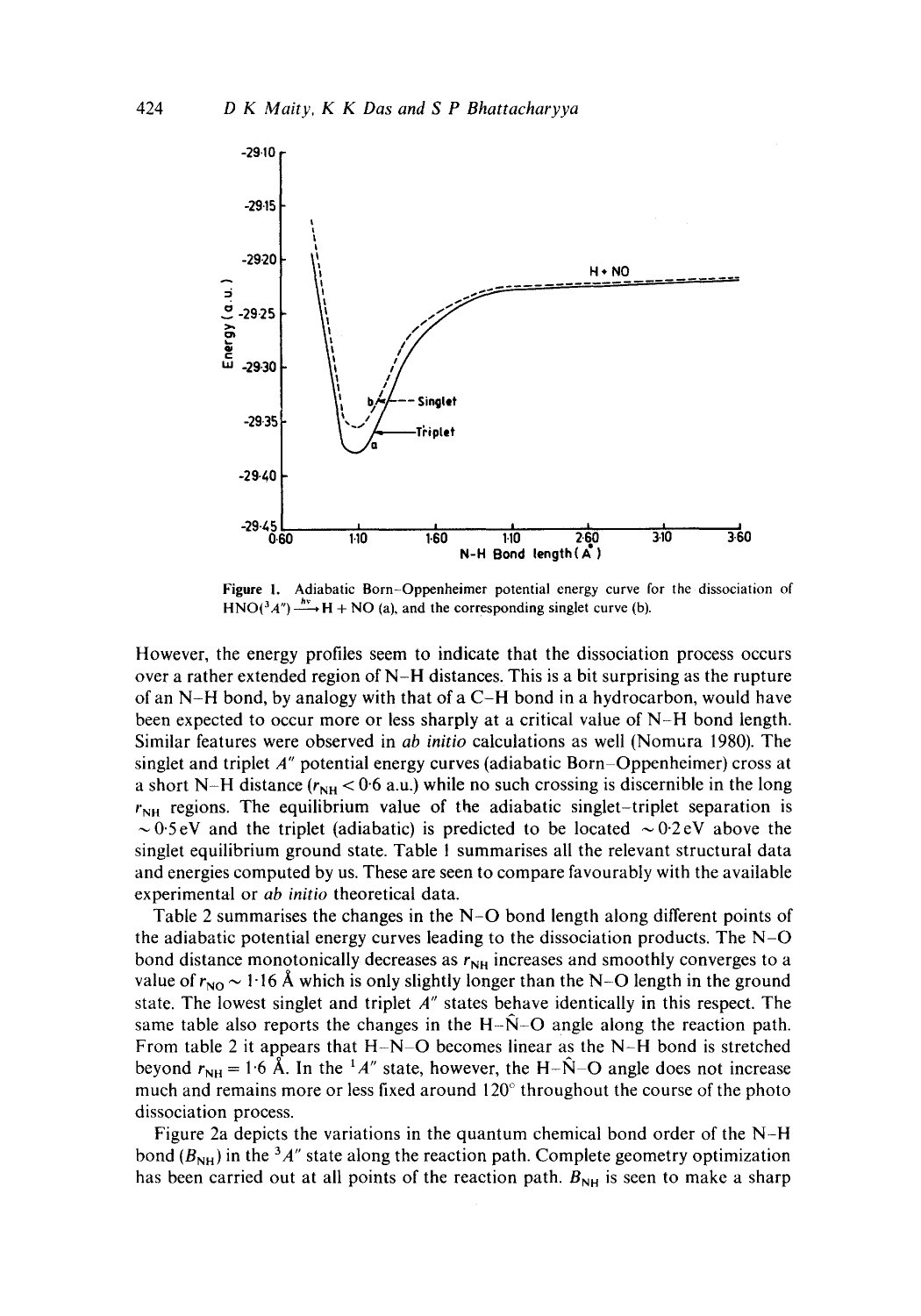Figure 1. Adiabatic Born–Oppenheimer potential energy curve for the dissociation of $HNO(^3A'') \xrightarrow{h\nu} H + NO$ (a), and the corresponding singlet curve (b).

However, the energy profiles seem to indicate that the dissociation process occurs over a rather extended region of N–H distances. This is a bit surprising as the rupture of an N–H bond, by analogy with that of a C–H bond in a hydrocarbon, would have been expected to occur more or less sharply at a critical value of N–H bond length. Similar features were observed in *ab initio* calculations as well (Nomura 1980). The singlet and triplet $A''$ potential energy curves (adiabatic Born–Oppenheimer) cross at a short N–H distance ($r_{NH} < 0{\cdot}6$ a.u.) while no such crossing is discernible in the long $r_{NH}$ regions. The equilibrium value of the adiabatic singlet–triplet separation is $\sim 0{\cdot}5$ eV and the triplet (adiabatic) is predicted to be located $\sim 0{\cdot}2$ eV above the singlet equilibrium ground state. Table 1 summarises all the relevant structural data and energies computed by us. These are seen to compare favourably with the available experimental or *ab initio* theoretical data.

Table 2 summarises the changes in the N–O bond length along different points of the adiabatic potential energy curves leading to the dissociation products. The N–O bond distance monotonically decreases as $r_{NH}$ increases and smoothly converges to a value of $r_{NO} \sim 1{\cdot}16$ Å which is only slightly longer than the N–O length in the ground state. The lowest singlet and triplet $A''$ states behave identically in this respect. The same table also reports the changes in the H–$\hat{N}$–O angle along the reaction path. From table 2 it appears that H–N–O becomes linear as the N–H bond is stretched beyond $r_{NH} = 1{\cdot}6$ Å. In the $^1A''$ state, however, the H–$\hat{N}$–O angle does not increase much and remains more or less fixed around 120° throughout the course of the photo dissociation process.

Figure 2a depicts the variations in the quantum chemical bond order of the N–H bond ($B_{NH}$) in the $^3A''$ state along the reaction path. Complete geometry optimization has been carried out at all points of the reaction path. $B_{NH}$ is seen to make a sharp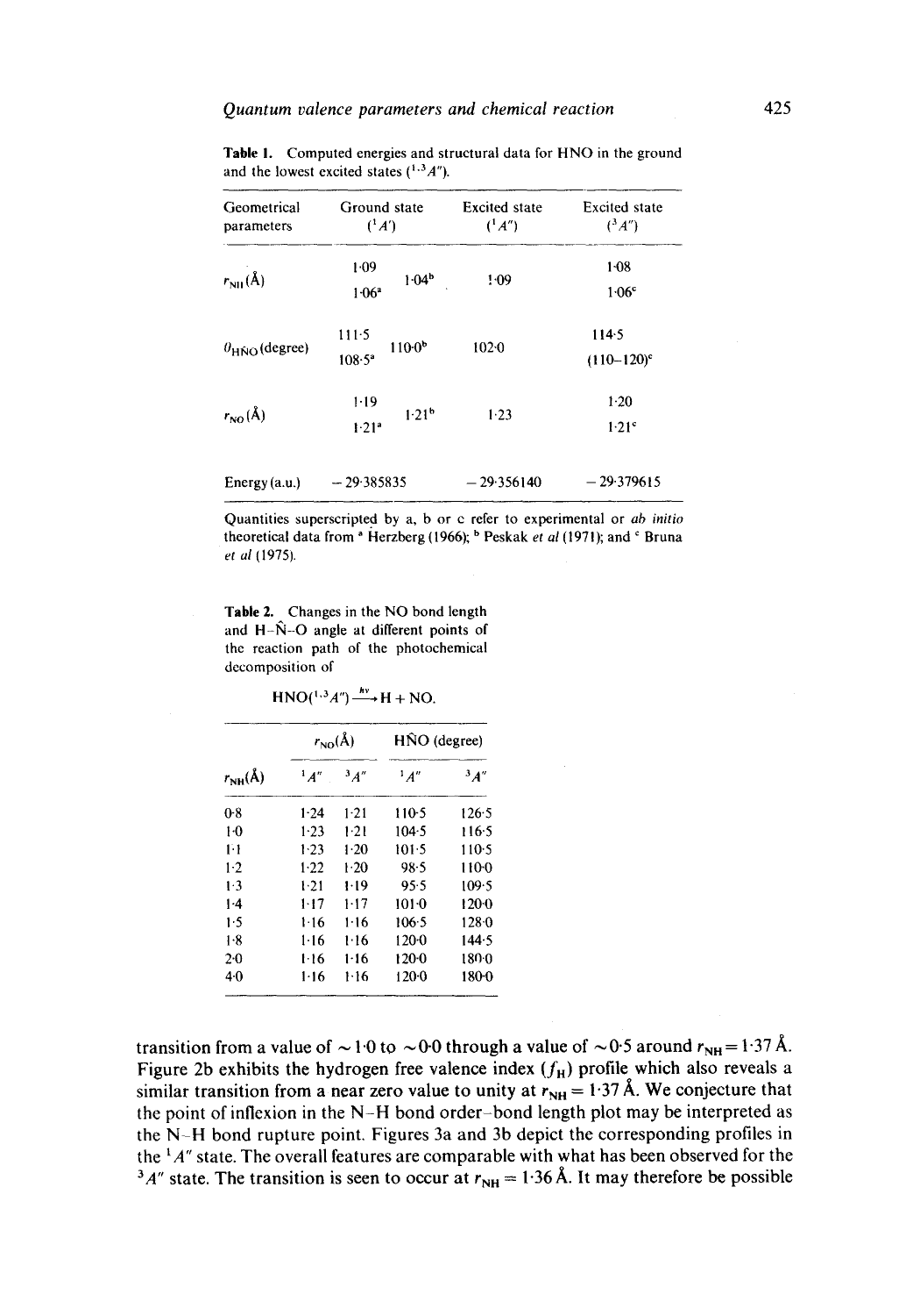**Table 1.** Computed energies and structural data for HNO in the ground and the lowest excited states ($^{1,3}A''$).

| Geometrical parameters | Ground state ($^1A'$) | | Excited state ($^1A''$) | Excited state ($^3A''$) |
|---|---|---|---|---|
| $r_{NH}$ (Å) | 1·09 | 1·04[b] | 1·09 | 1·08 |
| | 1·06[a] | | | 1·06[c] |
| $\theta_{H\hat{N}O}$ (degree) | 111·5 | 110·0[b] | 102·0 | 114·5 |
| | 108·5[a] | | | (110–120)[c] |
| $r_{NO}$ (Å) | 1·19 | 1·21[b] | 1·23 | 1·20 |
| | 1·21[a] | | | 1·21[c] |
| Energy (a.u.) | −29·385835 | | −29·356140 | −29·379615 |

Quantities superscripted by a, b or c refer to experimental or *ab initio* theoretical data from [a] Herzberg (1966); [b] Peskak *et al* (1971); and [c] Bruna *et al* (1975).

**Table 2.** Changes in the NO bond length and H–N̂–O angle at different points of the reaction path of the photochemical decomposition of

$$HNO(^{1,3}A'') \xrightarrow{h\nu} H + NO.$$

| | $r_{NO}$(Å) | | $H\hat{N}O$ (degree) | |
|---|---|---|---|---|
| $r_{NH}$(Å) | $^1A''$ | $^3A''$ | $^1A''$ | $^3A''$ |
| 0·8 | 1·24 | 1·21 | 110·5 | 126·5 |
| 1·0 | 1·23 | 1·21 | 104·5 | 116·5 |
| 1·1 | 1·23 | 1·20 | 101·5 | 110·5 |
| 1·2 | 1·22 | 1·20 | 98·5 | 110·0 |
| 1·3 | 1·21 | 1·19 | 95·5 | 109·5 |
| 1·4 | 1·17 | 1·17 | 101·0 | 120·0 |
| 1·5 | 1·16 | 1·16 | 106·5 | 128·0 |
| 1·8 | 1·16 | 1·16 | 120·0 | 144·5 |
| 2·0 | 1·16 | 1·16 | 120·0 | 180·0 |
| 4·0 | 1·16 | 1·16 | 120·0 | 180·0 |

transition from a value of ~1·0 to ~0·0 through a value of ~0·5 around $r_{NH} = 1{\cdot}37$ Å. Figure 2b exhibits the hydrogen free valence index ($f_H$) profile which also reveals a similar transition from a near zero value to unity at $r_{NH} = 1{\cdot}37$ Å. We conjecture that the point of inflexion in the N–H bond order–bond length plot may be interpreted as the N–H bond rupture point. Figures 3a and 3b depict the corresponding profiles in the $^1A''$ state. The overall features are comparable with what has been observed for the $^3A''$ state. The transition is seen to occur at $r_{NH} = 1{\cdot}36$ Å. It may therefore be possible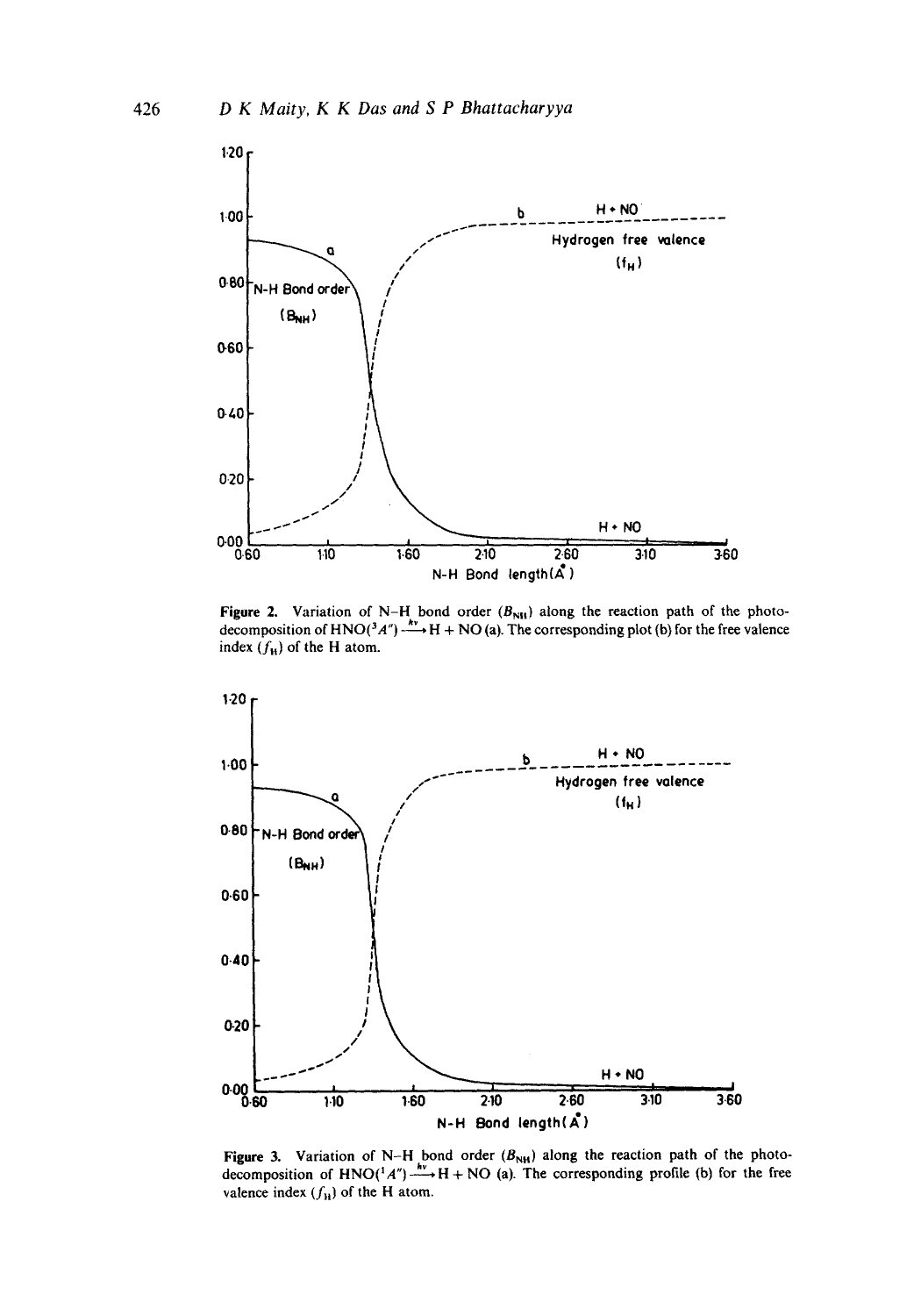Figure 2. Variation of N–H bond order ($B_{NH}$) along the reaction path of the photo-decomposition of $HNO(^3A'') \xrightarrow{h\nu} H + NO$ (a). The corresponding plot (b) for the free valence index ($f_H$) of the H atom.

Figure 3. Variation of N–H bond order ($B_{NH}$) along the reaction path of the photo-decomposition of $HNO(^1A'') \xrightarrow{h\nu} H + NO$ (a). The corresponding profile (b) for the free valence index ($f_H$) of the H atom.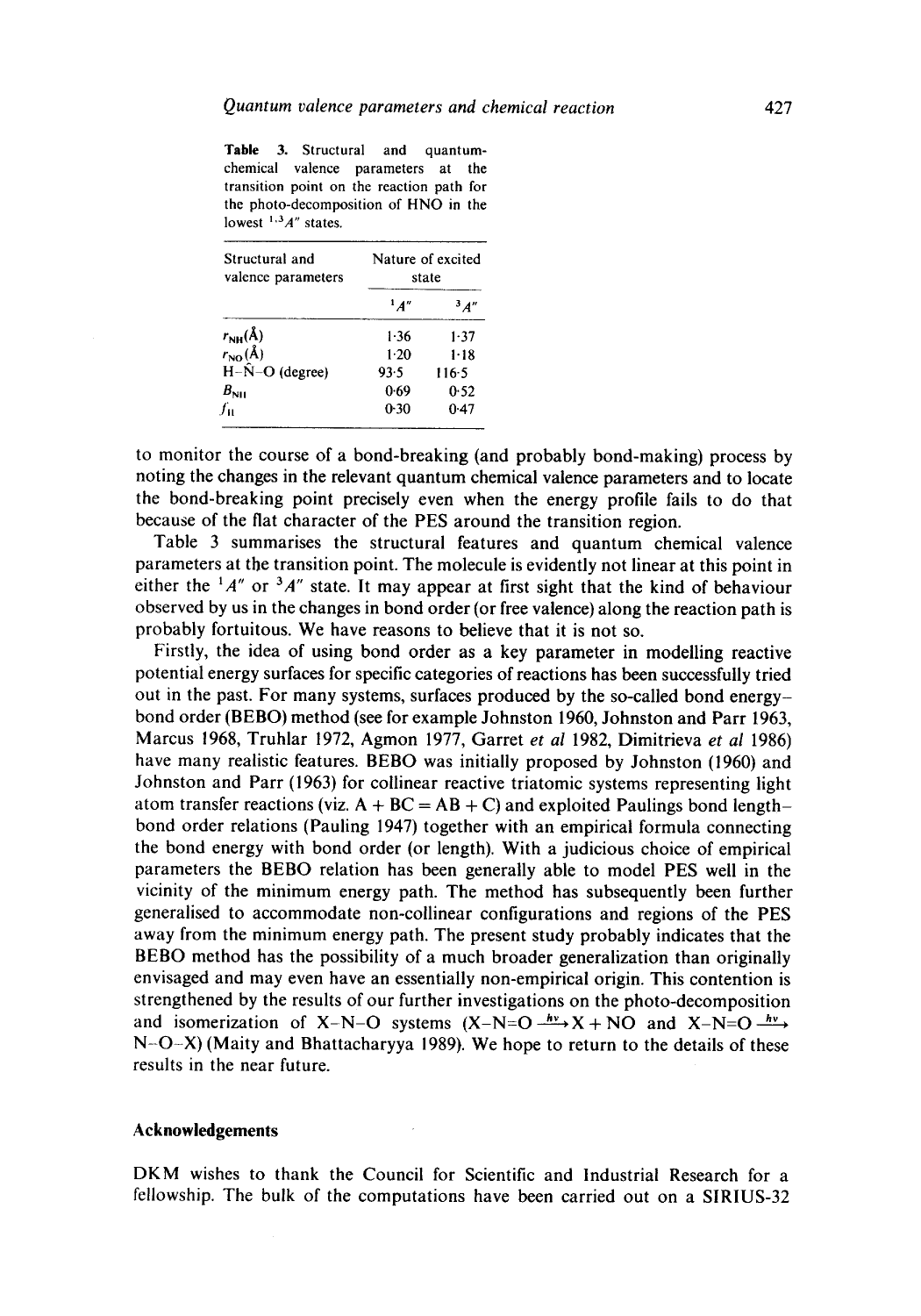**Table 3.** Structural and quantum-chemical valence parameters at the transition point on the reaction path for the photo-decomposition of HNO in the lowest $^{1,3}A''$ states.

| Structural and valence parameters | Nature of excited state | |
|---|---|---|
| | $^1A''$ | $^3A''$ |
| $r_{NH}$(Å) | 1·36 | 1·37 |
| $r_{NO}$(Å) | 1·20 | 1·18 |
| H–$\hat{N}$–O (degree) | 93·5 | 116·5 |
| $B_{NH}$ | 0·69 | 0·52 |
| $f_H$ | 0·30 | 0·47 |

to monitor the course of a bond-breaking (and probably bond-making) process by noting the changes in the relevant quantum chemical valence parameters and to locate the bond-breaking point precisely even when the energy profile fails to do that because of the flat character of the PES around the transition region.

Table 3 summarises the structural features and quantum chemical valence parameters at the transition point. The molecule is evidently not linear at this point in either the $^1A''$ or $^3A''$ state. It may appear at first sight that the kind of behaviour observed by us in the changes in bond order (or free valence) along the reaction path is probably fortuitous. We have reasons to believe that it is not so.

Firstly, the idea of using bond order as a key parameter in modelling reactive potential energy surfaces for specific categories of reactions has been successfully tried out in the past. For many systems, surfaces produced by the so-called bond energy–bond order (BEBO) method (see for example Johnston 1960, Johnston and Parr 1963, Marcus 1968, Truhlar 1972, Agmon 1977, Garret *et al* 1982, Dimitrieva *et al* 1986) have many realistic features. BEBO was initially proposed by Johnston (1960) and Johnston and Parr (1963) for collinear reactive triatomic systems representing light atom transfer reactions (viz. A + BC = AB + C) and exploited Paulings bond length–bond order relations (Pauling 1947) together with an empirical formula connecting the bond energy with bond order (or length). With a judicious choice of empirical parameters the BEBO relation has been generally able to model PES well in the vicinity of the minimum energy path. The method has subsequently been further generalised to accommodate non-collinear configurations and regions of the PES away from the minimum energy path. The present study probably indicates that the BEBO method has the possibility of a much broader generalization than originally envisaged and may even have an essentially non-empirical origin. This contention is strengthened by the results of our further investigations on the photo-decomposition and isomerization of X–N–O systems (X–N=O $\xrightarrow{h\nu}$ X + NO and X–N=O $\xrightarrow{h\nu}$ N–O–X) (Maity and Bhattacharyya 1989). We hope to return to the details of these results in the near future.

## Acknowledgements

DKM wishes to thank the Council for Scientific and Industrial Research for a fellowship. The bulk of the computations have been carried out on a SIRIUS-32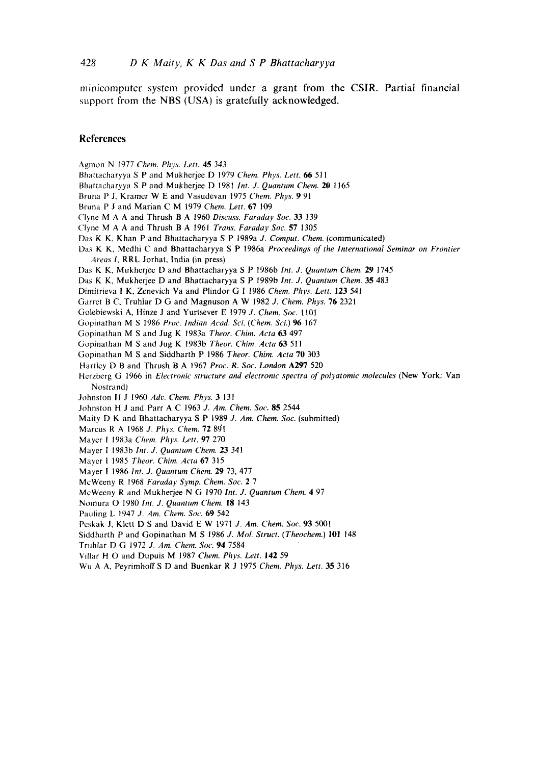minicomputer system provided under a grant from the CSIR. Partial financial support from the NBS (USA) is gratefully acknowledged.

## References

Agmon N 1977 *Chem. Phys. Lett.* **45** 343

Bhattacharyya S P and Mukherjee D 1979 *Chem. Phys. Lett.* **66** 511

Bhattacharyya S P and Mukherjee D 1981 *Int. J. Quantum Chem.* **20** 1165

Bruna P J, Kramer W E and Vasudevan 1975 *Chem. Phys.* **9** 91

Bruna P J and Marian C M 1979 *Chem. Lett.* **67** 109

Clyne M A A and Thrush B A 1960 *Discuss. Faraday Soc.* **33** 139

Clyne M A A and Thrush B A 1961 *Trans. Faraday Soc.* **57** 1305

Das K K, Khan P and Bhattacharyya S P 1989a *J. Comput. Chem.* (communicated)

Das K K, Medhi C and Bhattacharyya S P 1986a *Proceedings of the International Seminar on Frontier Areas I*, RRL Jorhat, India (in press)

Das K K, Mukherjee D and Bhattacharyya S P 1986b *Int. J. Quantum Chem.* **29** 1745

Das K K, Mukherjee D and Bhattacharyya S P 1989b *Int. J. Quantum Chem.* **35** 483

Dimitrieva I K, Zenevich Va and Plindor G I 1986 *Chem. Phys. Lett.* **123** 541

Garret B C, Truhlar D G and Magnuson A W 1982 *J. Chem. Phys.* **76** 2321

Golebiewski A, Hinze J and Yurtsever E 1979 *J. Chem. Soc.* 1101

Gopinathan M S 1986 *Proc. Indian Acad. Sci. (Chem. Sci.)* **96** 167

Gopinathan M S and Jug K 1983a *Theor. Chim. Acta* **63** 497

Gopinathan M S and Jug K 1983b *Theor. Chim. Acta* **63** 511

Gopinathan M S and Siddharth P 1986 *Theor. Chim. Acta* **70** 303

Hartley D B and Thrush B A 1967 *Proc. R. Soc. London* **A297** 520

Herzberg G 1966 in *Electronic structure and electronic spectra of polyatomic molecules* (New York: Van Nostrand)

Johnston H J 1960 *Adv. Chem. Phys.* **3** 131

Johnston H J and Parr A C 1963 *J. Am. Chem. Soc.* **85** 2544

Maity D K and Bhattacharyya S P 1989 *J. Am. Chem. Soc.* (submitted)

Marcus R A 1968 *J. Phys. Chem.* **72** 891

Mayer I 1983a *Chem. Phys. Lett.* **97** 270

Mayer I 1983b *Int. J. Quantum Chem.* **23** 341

Mayer I 1985 *Theor. Chim. Acta* **67** 315

Mayer I 1986 *Int. J. Quantum Chem.* **29** 73, 477

McWeeny R 1968 *Faraday Symp. Chem. Soc.* **2** 7

McWeeny R and Mukherjee N G 1970 *Int. J. Quantum Chem.* **4** 97

Nomura O 1980 *Int. J. Quantum Chem.* **18** 143

Pauling L 1947 *J. Am. Chem. Soc.* **69** 542

Peskak J, Klett D S and David E W 1971 *J. Am. Chem. Soc.* **93** 5001

Siddharth P and Gopinathan M S 1986 *J. Mol. Struct. (Theochem.)* **101** 148

Truhlar D G 1972 *J. Am. Chem. Soc.* **94** 7584

Villar H O and Dupuis M 1987 *Chem. Phys. Lett.* **142** 59

Wu A A, Peyrimhoff S D and Buenkar R J 1975 *Chem. Phys. Lett.* **35** 316